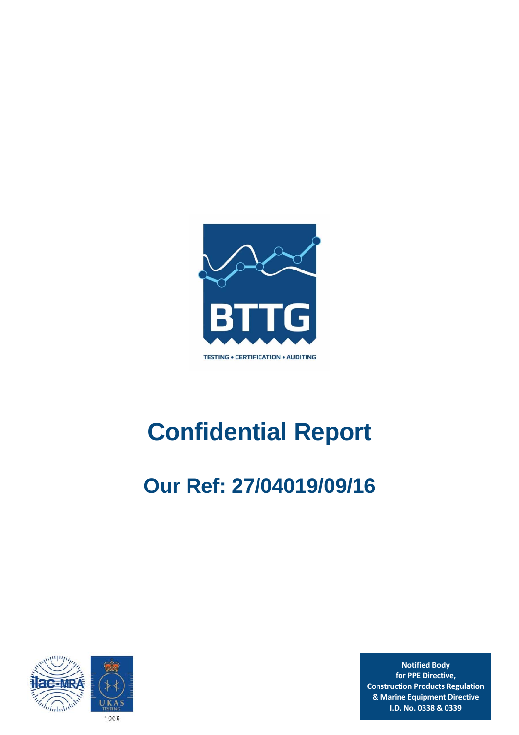BTTG

TESTING • CERTIFICATION • AUDITING

# Confidential Report

## Our Ref: 27/04019/09/16

1066

**Notified Body**
**for PPE Directive,**
**Construction Products Regulation**
**& Marine Equipment Directive**
**I.D. No. 0338 & 0339**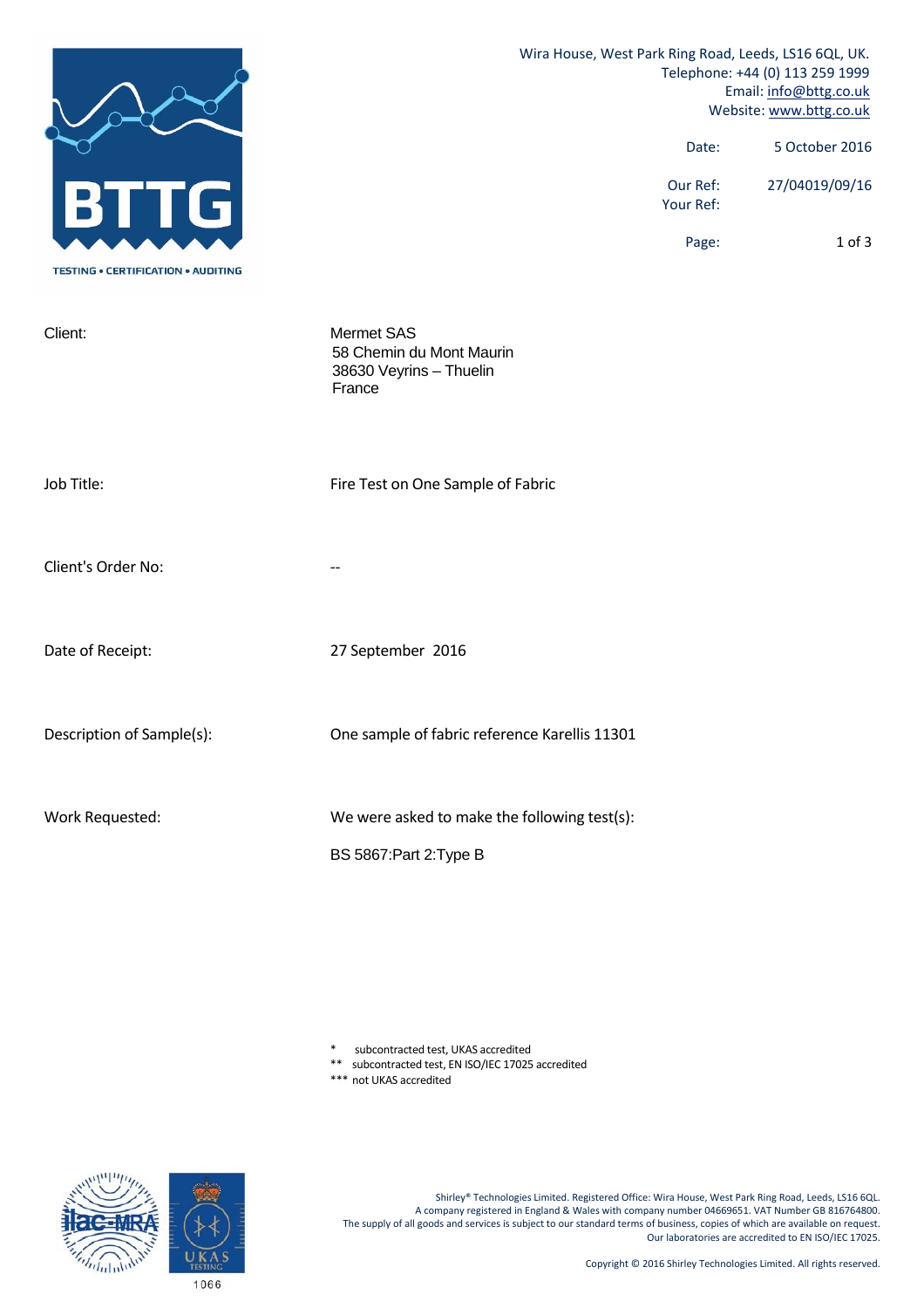Wira House, West Park Ring Road, Leeds, LS16 6QL, UK.
Telephone: +44 (0) 113 259 1999
Email: info@bttg.co.uk
Website: www.bttg.co.uk

| | |
|---|---|
| Date: | 5 October 2016 |
| Our Ref: | 27/04019/09/16 |
| Your Ref: | |

| | |
|---|---|
| Client: | Mermet SAS<br>58 Chemin du Mont Maurin<br>38630 Veyrins – Thuelin<br>France |
| Job Title: | Fire Test on One Sample of Fabric |
| Client's Order No: | -- |
| Date of Receipt: | 27 September 2016 |
| Description of Sample(s): | One sample of fabric reference Karellis 11301 |
| Work Requested: | We were asked to make the following test(s):<br><br>BS 5867:Part 2:Type B |

\* subcontracted test, UKAS accredited
\*\* subcontracted test, EN ISO/IEC 17025 accredited
\*\*\* not UKAS accredited

1066

Shirley® Technologies Limited. Registered Office: Wira House, West Park Ring Road, Leeds, LS16 6QL.
A company registered in England & Wales with company number 04669651. VAT Number GB 816764800.
The supply of all goods and services is subject to our standard terms of business, copies of which are available on request.
Our laboratories are accredited to EN ISO/IEC 17025.

Copyright © 2016 Shirley Technologies Limited. All rights reserved.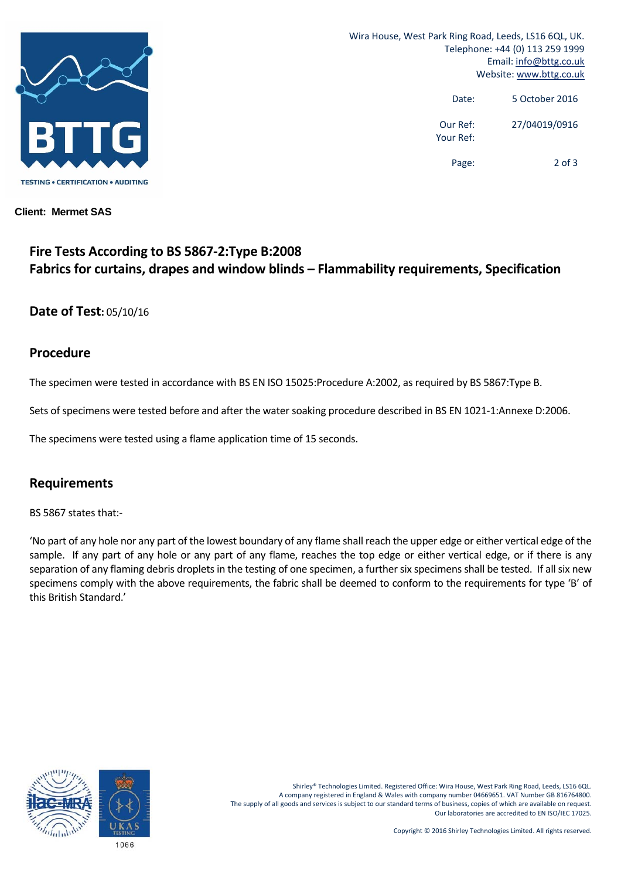Wira House, West Park Ring Road, Leeds, LS16 6QL, UK.
Telephone: +44 (0) 113 259 1999
Email: info@bttg.co.uk
Website: www.bttg.co.uk

| | |
|---|---|
| Date: | 5 October 2016 |
| Our Ref: | 27/04019/0916 |
| Your Ref: | |

**Client: Mermet SAS**

## Fire Tests According to BS 5867-2:Type B:2008
## Fabrics for curtains, drapes and window blinds – Flammability requirements, Specification

**Date of Test:** 05/10/16

## Procedure

The specimen were tested in accordance with BS EN ISO 15025:Procedure A:2002, as required by BS 5867:Type B.

Sets of specimens were tested before and after the water soaking procedure described in BS EN 1021-1:Annexe D:2006.

The specimens were tested using a flame application time of 15 seconds.

## Requirements

BS 5867 states that:-

'No part of any hole nor any part of the lowest boundary of any flame shall reach the upper edge or either vertical edge of the sample. If any part of any hole or any part of any flame, reaches the top edge or either vertical edge, or if there is any separation of any flaming debris droplets in the testing of one specimen, a further six specimens shall be tested. If all six new specimens comply with the above requirements, the fabric shall be deemed to conform to the requirements for type 'B' of this British Standard.'

Shirley® Technologies Limited. Registered Office: Wira House, West Park Ring Road, Leeds, LS16 6QL.
A company registered in England & Wales with company number 04669651. VAT Number GB 816764800.
The supply of all goods and services is subject to our standard terms of business, copies of which are available on request.
Our laboratories are accredited to EN ISO/IEC 17025.

Copyright © 2016 Shirley Technologies Limited. All rights reserved.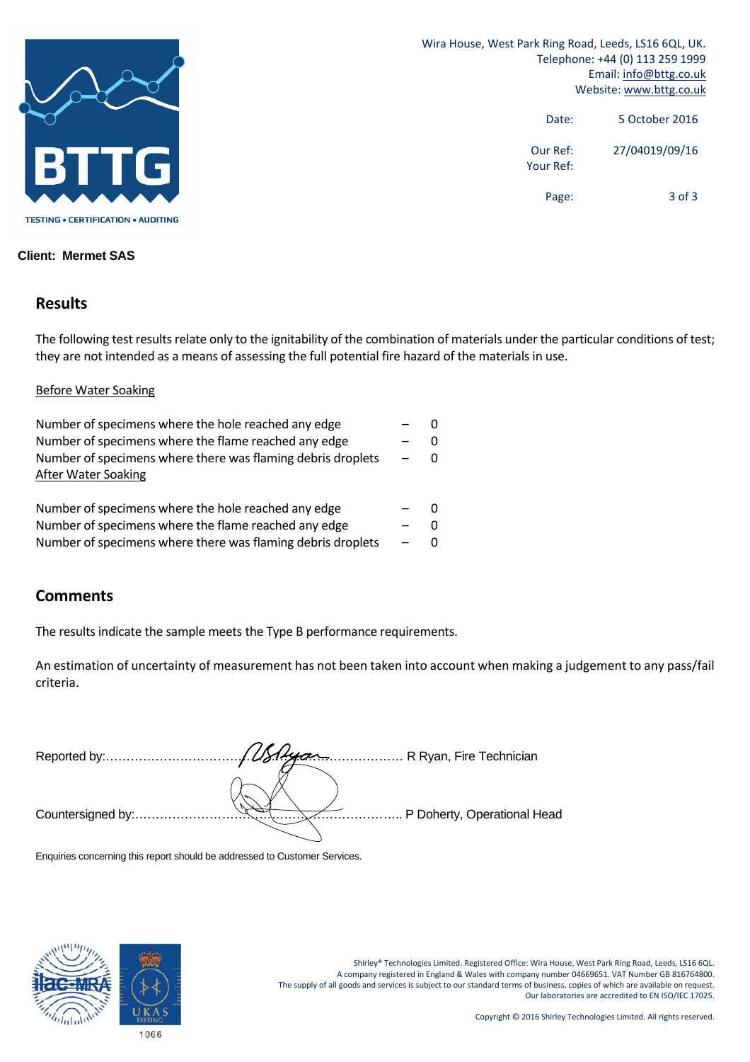Wira House, West Park Ring Road, Leeds, LS16 6QL, UK.
Telephone: +44 (0) 113 259 1999
Email: info@bttg.co.uk
Website: www.bttg.co.uk

Date: 5 October 2016

Our Ref: 27/04019/09/16
Your Ref:

**Client: Mermet SAS**

## Results

The following test results relate only to the ignitability of the combination of materials under the particular conditions of test; they are not intended as a means of assessing the full potential fire hazard of the materials in use.

Before Water Soaking

| | | |
|---|---|---|
| Number of specimens where the hole reached any edge | – | 0 |
| Number of specimens where the flame reached any edge | – | 0 |
| Number of specimens where there was flaming debris droplets | – | 0 |

After Water Soaking

| | | |
|---|---|---|
| Number of specimens where the hole reached any edge | – | 0 |
| Number of specimens where the flame reached any edge | – | 0 |
| Number of specimens where there was flaming debris droplets | – | 0 |

## Comments

The results indicate the sample meets the Type B performance requirements.

An estimation of uncertainty of measurement has not been taken into account when making a judgement to any pass/fail criteria.

Reported by:…………………………………………………………… R Ryan, Fire Technician

Countersigned by:……………………………………………………….. P Doherty, Operational Head

Enquiries concerning this report should be addressed to Customer Services.

Shirley® Technologies Limited. Registered Office: Wira House, West Park Ring Road, Leeds, LS16 6QL.
A company registered in England & Wales with company number 04669651. VAT Number GB 816764800.
The supply of all goods and services is subject to our standard terms of business, copies of which are available on request.
Our laboratories are accredited to EN ISO/IEC 17025.

Copyright © 2016 Shirley Technologies Limited. All rights reserved.